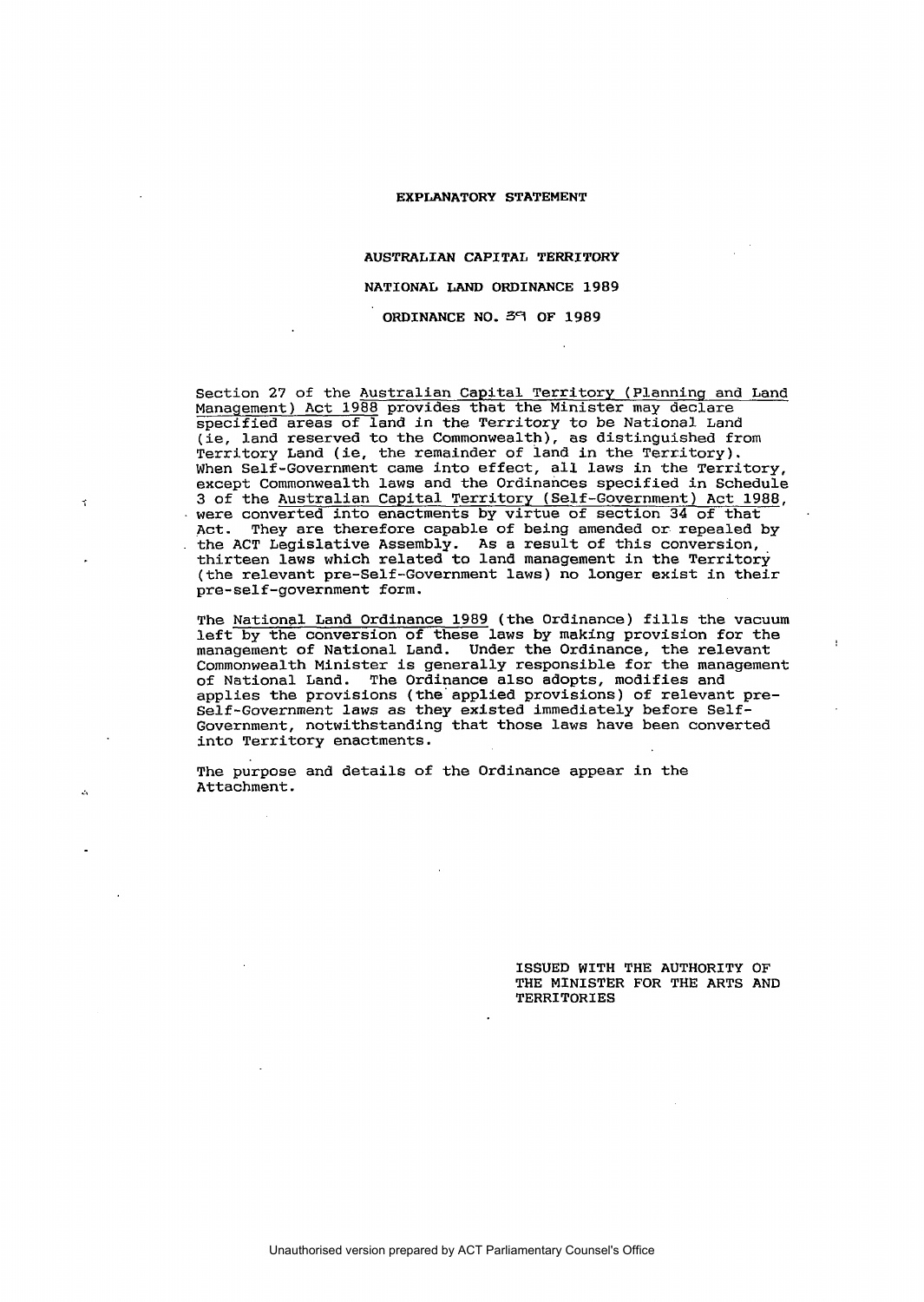# EXPLANATORY STATEMENT

## AUSTRALIAN CAPITAL TERRITORY

## NATIONAL LAND ORDINANCE 1989

## ORDINANCE NO. 39 OF 1989

Section 27 of the Australian Capital Territory (Planning and Land Management) Act 1988 provides that the Minister may declare specified areas of land in the Territory to be National Land (ie, land reserved to the Commonwealth), as distinguished from Territory Land (ie, the remainder of land in the Territory). When Self-Government came into effect, all laws in the Territory, except Commonwealth laws and the Ordinances specified in Schedule 3 of the Australian Capital Territory (Self-Government) Act 1988, were converted into enactments by virtue of section 34 of that Act. They are therefore capable of being amended or repealed by the ACT Legislative Assembly. As a result of this conversion, thirteen laws which related to land management in the Territory (the relevant pre-Self-Government laws) no longer exist in their pre-self-government form.

The National Land Ordinance 1989 (the Ordinance) fills the vacuum left by the conversion of these laws by making provision for the management of National Land. Under the Ordinance, the relevant Commonwealth Minister is generally responsible for the management of National Land. The Ordinance also adopts, modifies and applies the provisions (the applied provisions) of relevant pre-Self-Government laws as they existed immediately before Self-Government, notwithstanding that those laws have been converted into Territory enactments.

The purpose and details of the Ordinance appear in the Attachment.

ISSUED WITH THE AUTHORITY OF THE MINISTER FOR THE ARTS AND TERRITORIES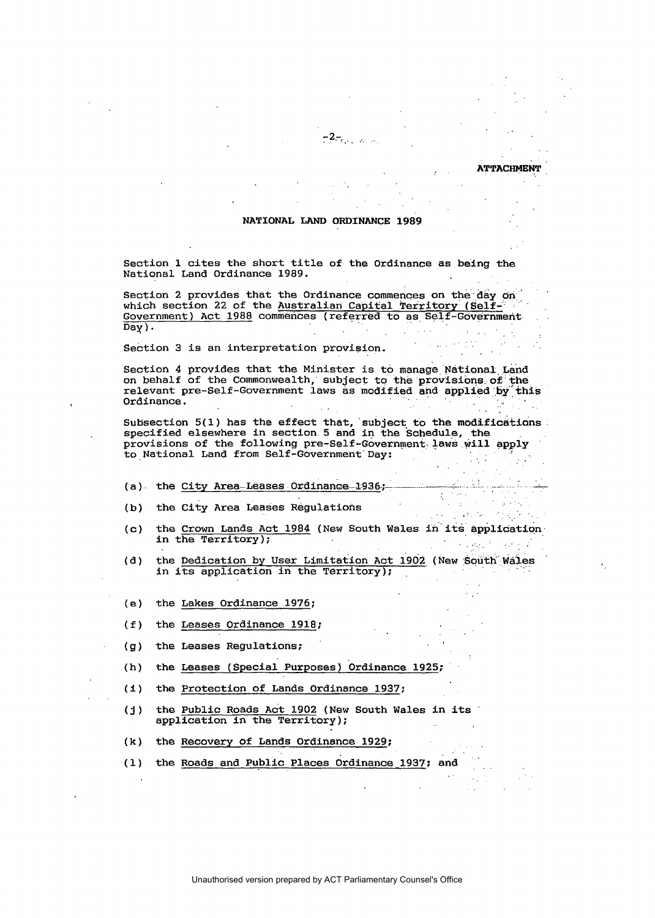ATTACHMENT

NATIONAL LAND ORDINANCE 1989

Section 1 cites the short title of the Ordinance as being the National Land Ordinance 1989.

Section 2 provides that the Ordinance commences on the day on which section 22 of the Australian Capital Territory (Self-Government) Act 1988 commences (referred to as Self-Government Day).

Section 3 is an interpretation provision.

Section 4 provides that the Minister is to manage National Land on behalf of the Commonwealth, subject to the provisions of the relevant pre-Self-Government laws as modified and applied by this Ordinance.

Subsection 5(1) has the effect that, subject to the modifications specified elsewhere in section 5 and in the Schedule, the provisions of the following pre-Self-Government laws will apply to National Land from Self-Government Day:

(a) the City Area Leases Ordinance 1936;

(b) the City Area Leases Regulations

(c) the Crown Lands Act 1984 (New South Wales in its application in the Territory);

(d) the Dedication by User Limitation Act 1902 (New South Wales in its application in the Territory);

(e) the Lakes Ordinance 1976;

(f) the Leases Ordinance 1918;

(g) the Leases Regulations;

(h) the Leases (Special Purposes) Ordinance 1925;

(i) the Protection of Lands Ordinance 1937;

(j) the Public Roads Act 1902 (New South Wales in its application in the Territory);

(k) the Recovery of Lands Ordinance 1929;

(l) the Roads and Public Places Ordinance 1937; and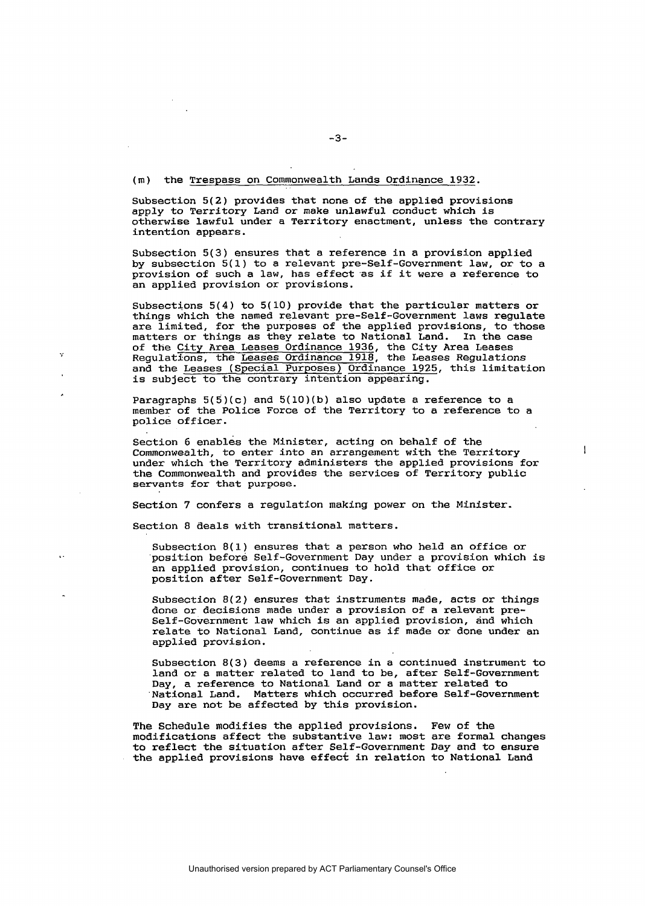(m) the Trespass on Commonwealth Lands Ordinance 1932.

Subsection 5(2) provides that none of the applied provisions apply to Territory Land or make unlawful conduct which is otherwise lawful under a Territory enactment, unless the contrary intention appears.

Subsection 5(3) ensures that a reference in a provision applied by subsection 5(1) to a relevant pre-Self-Government law, or to a provision of such a law, has effect as if it were a reference to an applied provision or provisions.

Subsections 5(4) to 5(10) provide that the particular matters or things which the named relevant pre-Self-Government laws regulate are limited, for the purposes of the applied provisions, to those matters or things as they relate to National Land. In the case of the City Area Leases Ordinance 1936, the City Area Leases Regulations, the Leases Ordinance 1918, the Leases Regulations and the Leases (Special Purposes) Ordinance 1925, this limitation is subject to the contrary intention appearing.

Paragraphs 5(5)(c) and 5(10)(b) also update a reference to a member of the Police Force of the Territory to a reference to a police officer.

Section 6 enables the Minister, acting on behalf of the Commonwealth, to enter into an arrangement with the Territory under which the Territory administers the applied provisions for the Commonwealth and provides the services of Territory public servants for that purpose.

Section 7 confers a regulation making power on the Minister.

Section 8 deals with transitional matters.

Subsection 8(1) ensures that a person who held an office or position before Self-Government Day under a provision which is an applied provision, continues to hold that office or position after Self-Government Day.

Subsection 8(2) ensures that instruments made, acts or things done or decisions made under a provision of a relevant pre-Self-Government law which is an applied provision, and which relate to National Land, continue as if made or done under an applied provision.

Subsection 8(3) deems a reference in a continued instrument to land or a matter related to land to be, after Self-Government Day, a reference to National Land or a matter related to National Land. Matters which occurred before Self-Government Day are not be affected by this provision.

The Schedule modifies the applied provisions. Few of the modifications affect the substantive law: most are formal changes to reflect the situation after Self-Government Day and to ensure the applied provisions have effect in relation to National Land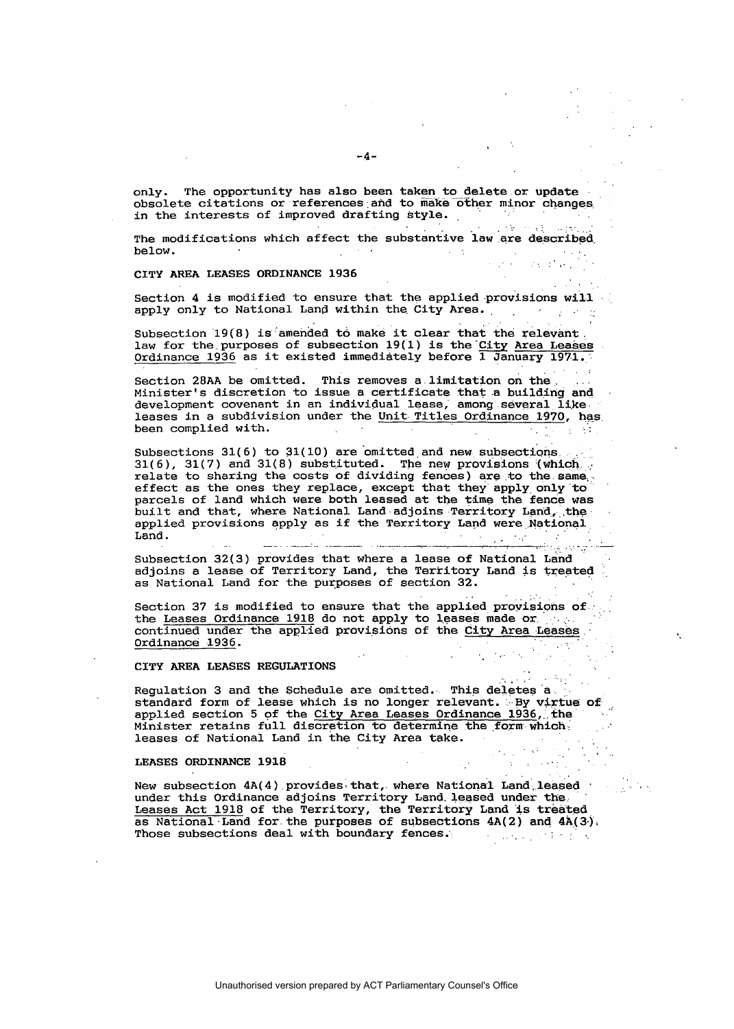only. The opportunity has also been taken to delete or update obsolete citations or references and to make other minor changes in the interests of improved drafting style.

The modifications which affect the substantive law are described below.

**CITY AREA LEASES ORDINANCE 1936**

Section 4 is modified to ensure that the applied provisions will apply only to National Land within the City Area.

Subsection 19(8) is amended to make it clear that the relevant law for the purposes of subsection 19(1) is the <u>City Area Leases Ordinance 1936</u> as it existed immediately before 1 January 1971.

Section 28AA be omitted. This removes a limitation on the Minister's discretion to issue a certificate that a building and development covenant in an individual lease, among several like leases in a subdivision under the <u>Unit Titles Ordinance 1970</u>, has been complied with.

Subsections 31(6) to 31(10) are omitted and new subsections 31(6), 31(7) and 31(8) substituted. The new provisions (which relate to sharing the costs of dividing fences) are to the same effect as the ones they replace, except that they apply only to parcels of land which were both leased at the time the fence was built and that, where National Land adjoins Territory Land, the applied provisions apply as if the Territory Land were National Land.

Subsection 32(3) provides that where a lease of National Land adjoins a lease of Territory Land, the Territory Land is treated as National Land for the purposes of section 32.

Section 37 is modified to ensure that the applied provisions of the <u>Leases Ordinance 1918</u> do not apply to leases made or continued under the applied provisions of the <u>City Area Leases Ordinance 1936</u>.

**CITY AREA LEASES REGULATIONS**

Regulation 3 and the Schedule are omitted. This deletes a standard form of lease which is no longer relevant. By virtue of applied section 5 of the <u>City Area Leases Ordinance 1936</u>, the Minister retains full discretion to determine the form which leases of National Land in the City Area take.

**LEASES ORDINANCE 1918**

New subsection 4A(4) provides that, where National Land leased under this Ordinance adjoins Territory Land leased under the <u>Leases Act 1918</u> of the Territory, the Territory Land is treated as National Land for the purposes of subsections 4A(2) and 4A(3). Those subsections deal with boundary fences.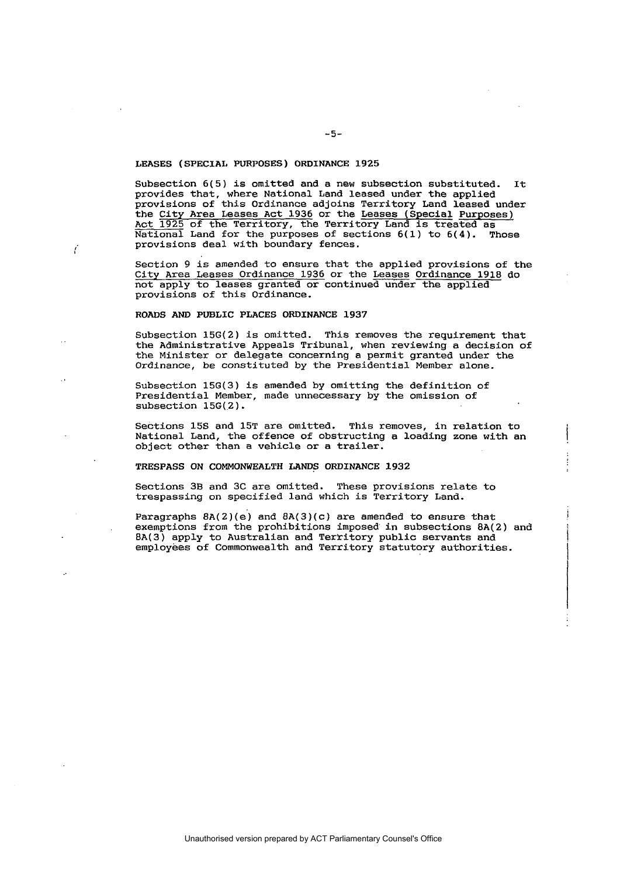### LEASES (SPECIAL PURPOSES) ORDINANCE 1925

Subsection 6(5) is omitted and a new subsection substituted. It provides that, where National Land leased under the applied provisions of this Ordinance adjoins Territory Land leased under the City Area Leases Act 1936 or the Leases (Special Purposes) Act 1925 of the Territory, the Territory Land is treated as National Land for the purposes of sections 6(1) to 6(4). Those provisions deal with boundary fences.

Section 9 is amended to ensure that the applied provisions of the City Area Leases Ordinance 1936 or the Leases Ordinance 1918 do not apply to leases granted or continued under the applied provisions of this Ordinance.

### ROADS AND PUBLIC PLACES ORDINANCE 1937

Subsection 15G(2) is omitted. This removes the requirement that the Administrative Appeals Tribunal, when reviewing a decision of the Minister or delegate concerning a permit granted under the Ordinance, be constituted by the Presidential Member alone.

Subsection 15G(3) is amended by omitting the definition of Presidential Member, made unnecessary by the omission of subsection 15G(2).

Sections 15S and 15T are omitted. This removes, in relation to National Land, the offence of obstructing a loading zone with an object other than a vehicle or a trailer.

### TRESPASS ON COMMONWEALTH LANDS ORDINANCE 1932

Sections 3B and 3C are omitted. These provisions relate to trespassing on specified land which is Territory Land.

Paragraphs 8A(2)(e) and 8A(3)(c) are amended to ensure that exemptions from the prohibitions imposed in subsections 8A(2) and 8A(3) apply to Australian and Territory public servants and employees of Commonwealth and Territory statutory authorities.

Unauthorised version prepared by ACT Parliamentary Counsel's Office